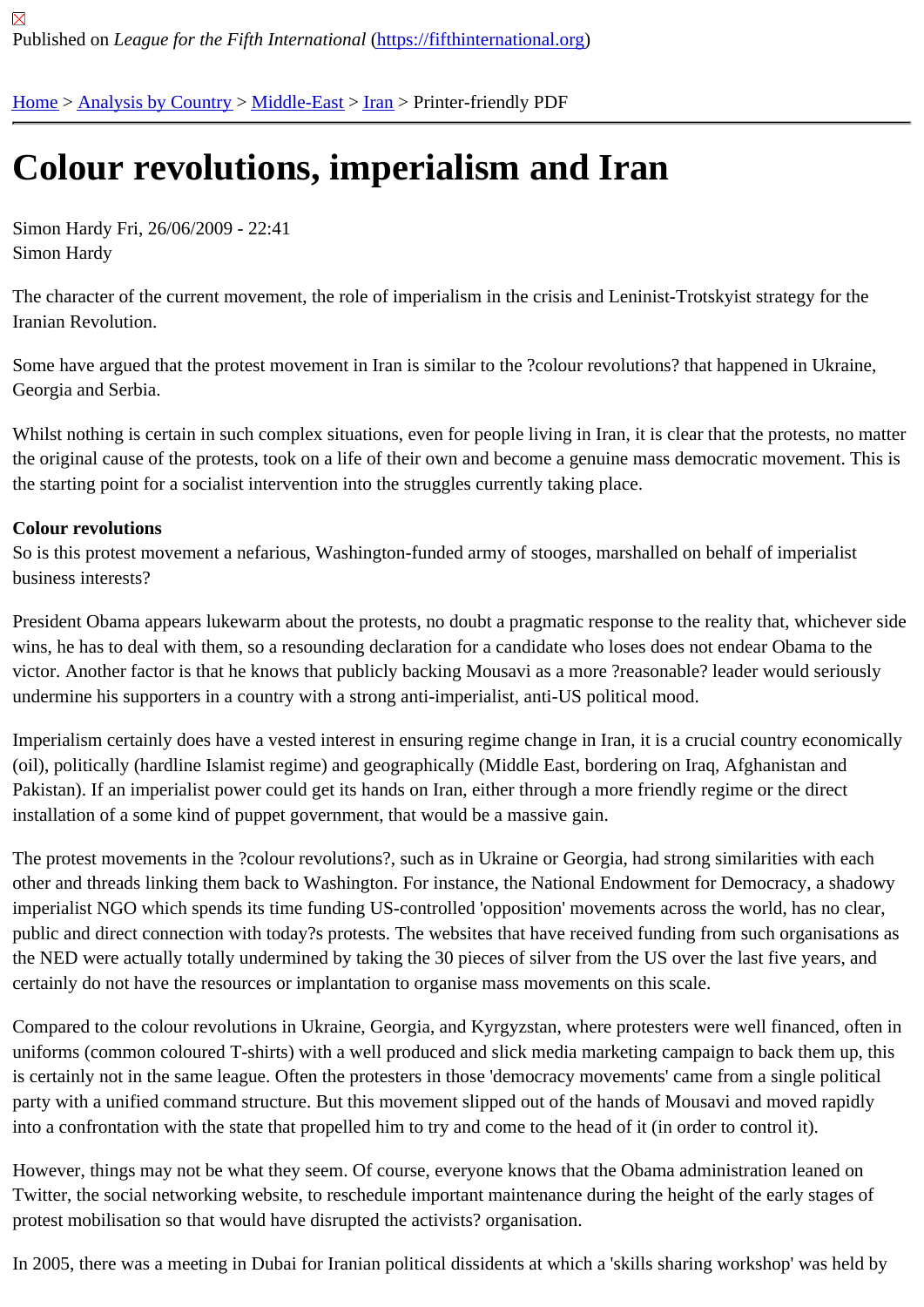Published on *League for the Fifth International* (https://fifthinternational.org)

Home > Analysis by Country > Middle-East > Iran > Printer-friendly PDF

# Colour revolutions, imperialism and Iran

Simon Hardy Fri, 26/06/2009 - 22:41
Simon Hardy

The character of the current movement, the role of imperialism in the crisis and Leninist-Trotskyist strategy for the Iranian Revolution.

Some have argued that the protest movement in Iran is similar to the ?colour revolutions? that happened in Ukraine, Georgia and Serbia.

Whilst nothing is certain in such complex situations, even for people living in Iran, it is clear that the protests, no matter the original cause of the protests, took on a life of their own and become a genuine mass democratic movement. This is the starting point for a socialist intervention into the struggles currently taking place.

**Colour revolutions**

So is this protest movement a nefarious, Washington-funded army of stooges, marshalled on behalf of imperialist business interests?

President Obama appears lukewarm about the protests, no doubt a pragmatic response to the reality that, whichever side wins, he has to deal with them, so a resounding declaration for a candidate who loses does not endear Obama to the victor. Another factor is that he knows that publicly backing Mousavi as a more ?reasonable? leader would seriously undermine his supporters in a country with a strong anti-imperialist, anti-US political mood.

Imperialism certainly does have a vested interest in ensuring regime change in Iran, it is a crucial country economically (oil), politically (hardline Islamist regime) and geographically (Middle East, bordering on Iraq, Afghanistan and Pakistan). If an imperialist power could get its hands on Iran, either through a more friendly regime or the direct installation of a some kind of puppet government, that would be a massive gain.

The protest movements in the ?colour revolutions?, such as in Ukraine or Georgia, had strong similarities with each other and threads linking them back to Washington. For instance, the National Endowment for Democracy, a shadowy imperialist NGO which spends its time funding US-controlled 'opposition' movements across the world, has no clear, public and direct connection with today?s protests. The websites that have received funding from such organisations as the NED were actually totally undermined by taking the 30 pieces of silver from the US over the last five years, and certainly do not have the resources or implantation to organise mass movements on this scale.

Compared to the colour revolutions in Ukraine, Georgia, and Kyrgyzstan, where protesters were well financed, often in uniforms (common coloured T-shirts) with a well produced and slick media marketing campaign to back them up, this is certainly not in the same league. Often the protesters in those 'democracy movements' came from a single political party with a unified command structure. But this movement slipped out of the hands of Mousavi and moved rapidly into a confrontation with the state that propelled him to try and come to the head of it (in order to control it).

However, things may not be what they seem. Of course, everyone knows that the Obama administration leaned on Twitter, the social networking website, to reschedule important maintenance during the height of the early stages of protest mobilisation so that would have disrupted the activists? organisation.

In 2005, there was a meeting in Dubai for Iranian political dissidents at which a 'skills sharing workshop' was held by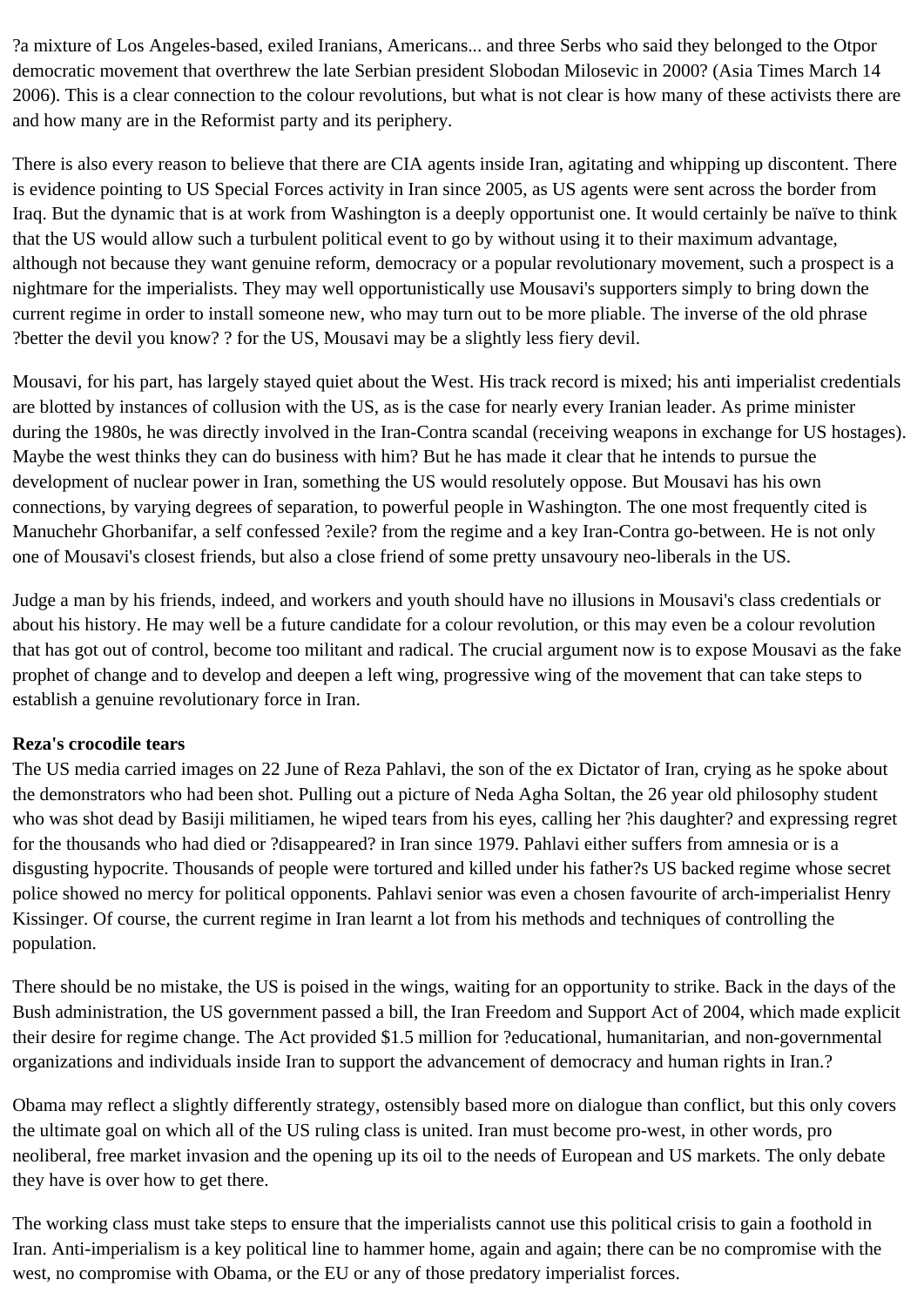?a mixture of Los Angeles-based, exiled Iranians, Americans... and three Serbs who said they belonged to the Otpor democratic movement that overthrew the late Serbian president Slobodan Milosevic in 2000? (Asia Times March 14 2006). This is a clear connection to the colour revolutions, but what is not clear is how many of these activists there are and how many are in the Reformist party and its periphery.

There is also every reason to believe that there are CIA agents inside Iran, agitating and whipping up discontent. There is evidence pointing to US Special Forces activity in Iran since 2005, as US agents were sent across the border from Iraq. But the dynamic that is at work from Washington is a deeply opportunist one. It would certainly be naïve to think that the US would allow such a turbulent political event to go by without using it to their maximum advantage, although not because they want genuine reform, democracy or a popular revolutionary movement, such a prospect is a nightmare for the imperialists. They may well opportunistically use Mousavi's supporters simply to bring down the current regime in order to install someone new, who may turn out to be more pliable. The inverse of the old phrase ?better the devil you know? ? for the US, Mousavi may be a slightly less fiery devil.

Mousavi, for his part, has largely stayed quiet about the West. His track record is mixed; his anti imperialist credentials are blotted by instances of collusion with the US, as is the case for nearly every Iranian leader. As prime minister during the 1980s, he was directly involved in the Iran-Contra scandal (receiving weapons in exchange for US hostages). Maybe the west thinks they can do business with him? But he has made it clear that he intends to pursue the development of nuclear power in Iran, something the US would resolutely oppose. But Mousavi has his own connections, by varying degrees of separation, to powerful people in Washington. The one most frequently cited is Manuchehr Ghorbanifar, a self confessed ?exile? from the regime and a key Iran-Contra go-between. He is not only one of Mousavi's closest friends, but also a close friend of some pretty unsavoury neo-liberals in the US.

Judge a man by his friends, indeed, and workers and youth should have no illusions in Mousavi's class credentials or about his history. He may well be a future candidate for a colour revolution, or this may even be a colour revolution that has got out of control, become too militant and radical. The crucial argument now is to expose Mousavi as the fake prophet of change and to develop and deepen a left wing, progressive wing of the movement that can take steps to establish a genuine revolutionary force in Iran.

**Reza's crocodile tears**

The US media carried images on 22 June of Reza Pahlavi, the son of the ex Dictator of Iran, crying as he spoke about the demonstrators who had been shot. Pulling out a picture of Neda Agha Soltan, the 26 year old philosophy student who was shot dead by Basiji militiamen, he wiped tears from his eyes, calling her ?his daughter? and expressing regret for the thousands who had died or ?disappeared? in Iran since 1979. Pahlavi either suffers from amnesia or is a disgusting hypocrite. Thousands of people were tortured and killed under his father?s US backed regime whose secret police showed no mercy for political opponents. Pahlavi senior was even a chosen favourite of arch-imperialist Henry Kissinger. Of course, the current regime in Iran learnt a lot from his methods and techniques of controlling the population.

There should be no mistake, the US is poised in the wings, waiting for an opportunity to strike. Back in the days of the Bush administration, the US government passed a bill, the Iran Freedom and Support Act of 2004, which made explicit their desire for regime change. The Act provided $1.5 million for ?educational, humanitarian, and non-governmental organizations and individuals inside Iran to support the advancement of democracy and human rights in Iran.?

Obama may reflect a slightly differently strategy, ostensibly based more on dialogue than conflict, but this only covers the ultimate goal on which all of the US ruling class is united. Iran must become pro-west, in other words, pro neoliberal, free market invasion and the opening up its oil to the needs of European and US markets. The only debate they have is over how to get there.

The working class must take steps to ensure that the imperialists cannot use this political crisis to gain a foothold in Iran. Anti-imperialism is a key political line to hammer home, again and again; there can be no compromise with the west, no compromise with Obama, or the EU or any of those predatory imperialist forces.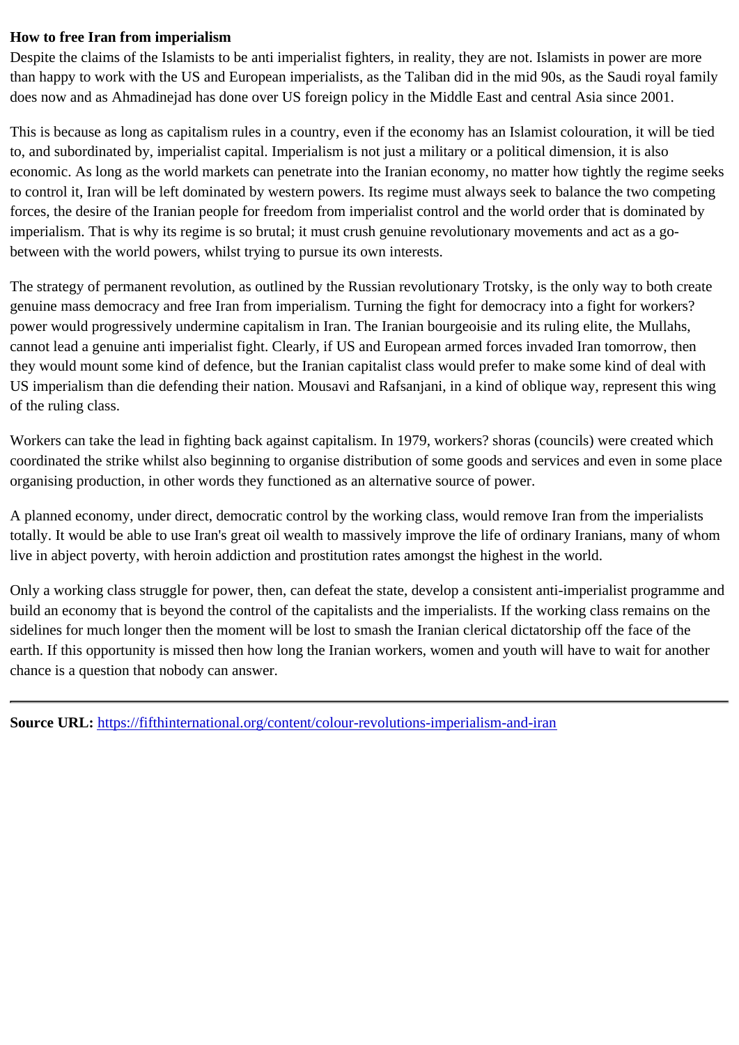**How to free Iran from imperialism**

Despite the claims of the Islamists to be anti imperialist fighters, in reality, they are not. Islamists in power are more than happy to work with the US and European imperialists, as the Taliban did in the mid 90s, as the Saudi royal family does now and as Ahmadinejad has done over US foreign policy in the Middle East and central Asia since 2001.

This is because as long as capitalism rules in a country, even if the economy has an Islamist colouration, it will be tied to, and subordinated by, imperialist capital. Imperialism is not just a military or a political dimension, it is also economic. As long as the world markets can penetrate into the Iranian economy, no matter how tightly the regime seeks to control it, Iran will be left dominated by western powers. Its regime must always seek to balance the two competing forces, the desire of the Iranian people for freedom from imperialist control and the world order that is dominated by imperialism. That is why its regime is so brutal; it must crush genuine revolutionary movements and act as a go-between with the world powers, whilst trying to pursue its own interests.

The strategy of permanent revolution, as outlined by the Russian revolutionary Trotsky, is the only way to both create genuine mass democracy and free Iran from imperialism. Turning the fight for democracy into a fight for workers? power would progressively undermine capitalism in Iran. The Iranian bourgeoisie and its ruling elite, the Mullahs, cannot lead a genuine anti imperialist fight. Clearly, if US and European armed forces invaded Iran tomorrow, then they would mount some kind of defence, but the Iranian capitalist class would prefer to make some kind of deal with US imperialism than die defending their nation. Mousavi and Rafsanjani, in a kind of oblique way, represent this wing of the ruling class.

Workers can take the lead in fighting back against capitalism. In 1979, workers? shoras (councils) were created which coordinated the strike whilst also beginning to organise distribution of some goods and services and even in some place organising production, in other words they functioned as an alternative source of power.

A planned economy, under direct, democratic control by the working class, would remove Iran from the imperialists totally. It would be able to use Iran's great oil wealth to massively improve the life of ordinary Iranians, many of whom live in abject poverty, with heroin addiction and prostitution rates amongst the highest in the world.

Only a working class struggle for power, then, can defeat the state, develop a consistent anti-imperialist programme and build an economy that is beyond the control of the capitalists and the imperialists. If the working class remains on the sidelines for much longer then the moment will be lost to smash the Iranian clerical dictatorship off the face of the earth. If this opportunity is missed then how long the Iranian workers, women and youth will have to wait for another chance is a question that nobody can answer.

---

**Source URL:** https://fifthinternational.org/content/colour-revolutions-imperialism-and-iran